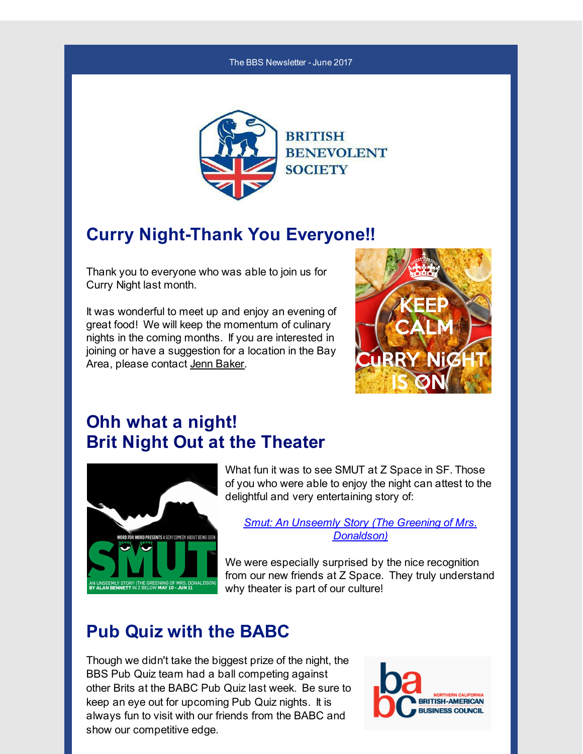The BBS Newsletter - June 2017

BRITISH BENEVOLENT SOCIETY

## Curry Night-Thank You Everyone!!

Thank you to everyone who was able to join us for Curry Night last month.

It was wonderful to meet up and enjoy an evening of great food! We will keep the momentum of culinary nights in the coming months. If you are interested in joining or have a suggestion for a location in the Bay Area, please contact Jenn Baker.

## Ohh what a night!
## Brit Night Out at the Theater

What fun it was to see SMUT at Z Space in SF. Those of you who were able to enjoy the night can attest to the delightful and very entertaining story of:

*Smut: An Unseemly Story (The Greening of Mrs. Donaldson)*

We were especially surprised by the nice recognition from our new friends at Z Space. They truly understand why theater is part of our culture!

## Pub Quiz with the BABC

Though we didn't take the biggest prize of the night, the BBS Pub Quiz team had a ball competing against other Brits at the BABC Pub Quiz last week. Be sure to keep an eye out for upcoming Pub Quiz nights. It is always fun to visit with our friends from the BABC and show our competitive edge.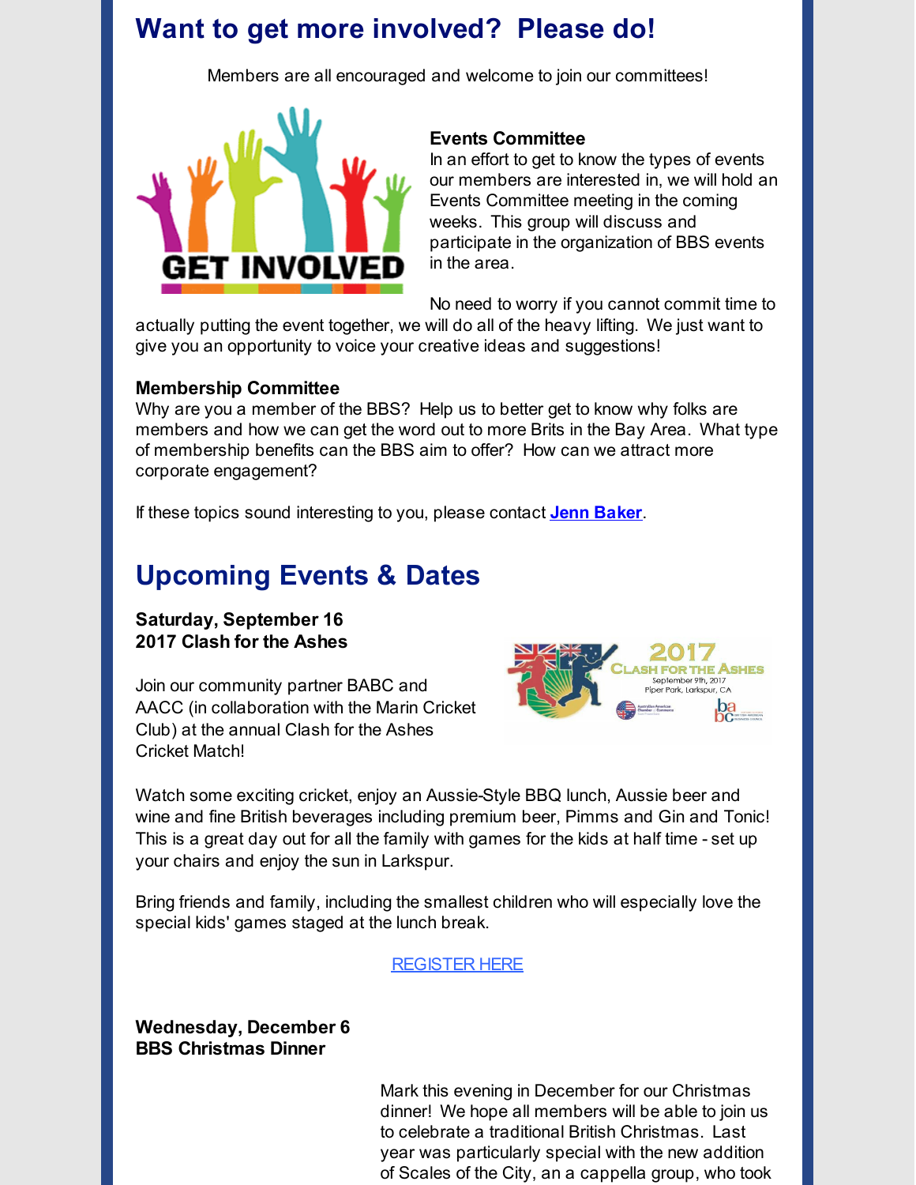## Want to get more involved? Please do!

Members are all encouraged and welcome to join our committees!

**Events Committee**
In an effort to get to know the types of events our members are interested in, we will hold an Events Committee meeting in the coming weeks. This group will discuss and participate in the organization of BBS events in the area.

No need to worry if you cannot commit time to actually putting the event together, we will do all of the heavy lifting. We just want to give you an opportunity to voice your creative ideas and suggestions!

**Membership Committee**
Why are you a member of the BBS? Help us to better get to know why folks are members and how we can get the word out to more Brits in the Bay Area. What type of membership benefits can the BBS aim to offer? How can we attract more corporate engagement?

If these topics sound interesting to you, please contact **Jenn Baker**.

## Upcoming Events & Dates

**Saturday, September 16**
**2017 Clash for the Ashes**

Join our community partner BABC and AACC (in collaboration with the Marin Cricket Club) at the annual Clash for the Ashes Cricket Match!

Watch some exciting cricket, enjoy an Aussie-Style BBQ lunch, Aussie beer and wine and fine British beverages including premium beer, Pimms and Gin and Tonic! This is a great day out for all the family with games for the kids at half time - set up your chairs and enjoy the sun in Larkspur.

Bring friends and family, including the smallest children who will especially love the special kids' games staged at the lunch break.

REGISTER HERE

**Wednesday, December 6**
**BBS Christmas Dinner**

Mark this evening in December for our Christmas dinner! We hope all members will be able to join us to celebrate a traditional British Christmas. Last year was particularly special with the new addition of Scales of the City, an a cappella group, who took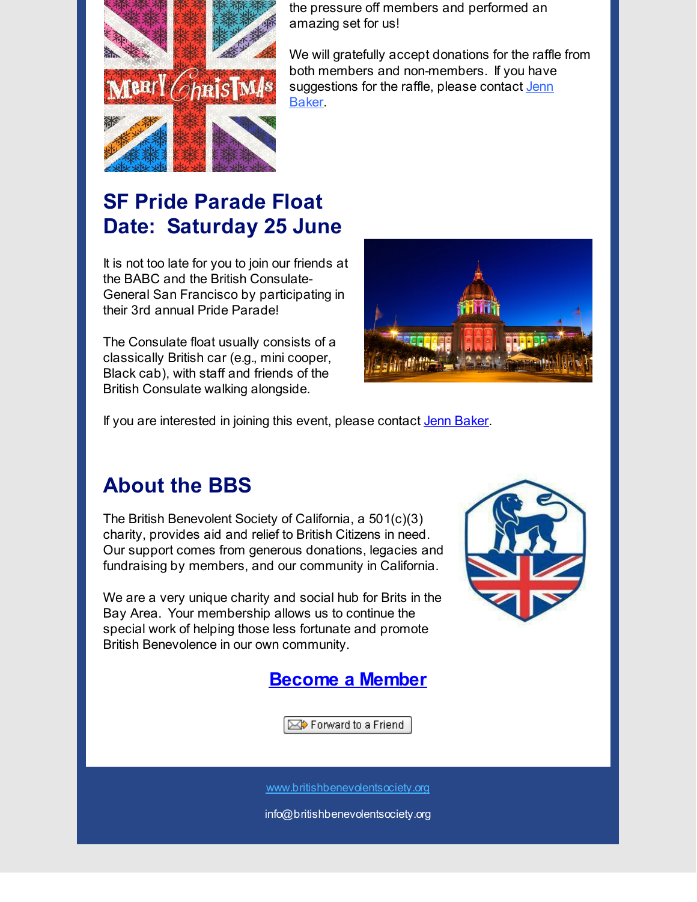the pressure off members and performed an amazing set for us!

We will gratefully accept donations for the raffle from both members and non-members. If you have suggestions for the raffle, please contact Jenn Baker.

## SF Pride Parade Float
## Date: Saturday 25 June

It is not too late for you to join our friends at the BABC and the British Consulate-General San Francisco by participating in their 3rd annual Pride Parade!

The Consulate float usually consists of a classically British car (e.g., mini cooper, Black cab), with staff and friends of the British Consulate walking alongside.

If you are interested in joining this event, please contact Jenn Baker.

## About the BBS

The British Benevolent Society of California, a 501(c)(3) charity, provides aid and relief to British Citizens in need. Our support comes from generous donations, legacies and fundraising by members, and our community in California.

We are a very unique charity and social hub for Brits in the Bay Area. Your membership allows us to continue the special work of helping those less fortunate and promote British Benevolence in our own community.

**Become a Member**

Forward to a Friend

www.britishbenevolentsociety.org

info@britishbenevolentsociety.org